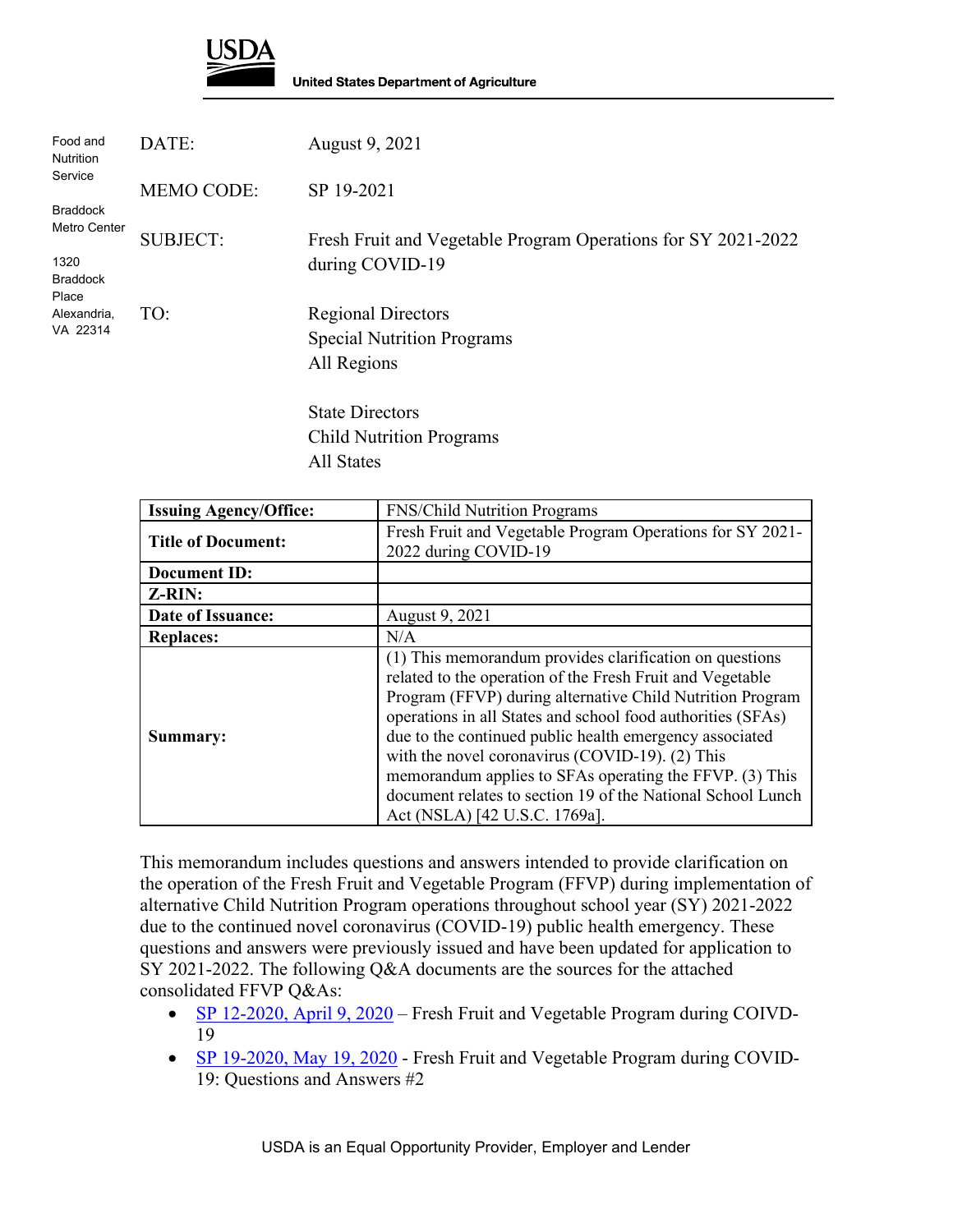**USDA**

**United States Department of Agriculture**

Food and Nutrition Service

Braddock Metro Center

1320 Braddock Place
Alexandria, VA 22314

DATE: August 9, 2021

MEMO CODE: SP 19-2021

SUBJECT: Fresh Fruit and Vegetable Program Operations for SY 2021-2022 during COVID-19

TO: Regional Directors
Special Nutrition Programs
All Regions

State Directors
Child Nutrition Programs
All States

| | |
|---|---|
| **Issuing Agency/Office:** | FNS/Child Nutrition Programs |
| **Title of Document:** | Fresh Fruit and Vegetable Program Operations for SY 2021-2022 during COVID-19 |
| **Document ID:** | |
| **Z-RIN:** | |
| **Date of Issuance:** | August 9, 2021 |
| **Replaces:** | N/A |
| **Summary:** | (1) This memorandum provides clarification on questions related to the operation of the Fresh Fruit and Vegetable Program (FFVP) during alternative Child Nutrition Program operations in all States and school food authorities (SFAs) due to the continued public health emergency associated with the novel coronavirus (COVID-19). (2) This memorandum applies to SFAs operating the FFVP. (3) This document relates to section 19 of the National School Lunch Act (NSLA) [42 U.S.C. 1769a]. |

This memorandum includes questions and answers intended to provide clarification on the operation of the Fresh Fruit and Vegetable Program (FFVP) during implementation of alternative Child Nutrition Program operations throughout school year (SY) 2021-2022 due to the continued novel coronavirus (COVID-19) public health emergency. These questions and answers were previously issued and have been updated for application to SY 2021-2022. The following Q&A documents are the sources for the attached consolidated FFVP Q&As:

- SP 12-2020, April 9, 2020 – Fresh Fruit and Vegetable Program during COIVD-19
- SP 19-2020, May 19, 2020 - Fresh Fruit and Vegetable Program during COVID-19: Questions and Answers #2

USDA is an Equal Opportunity Provider, Employer and Lender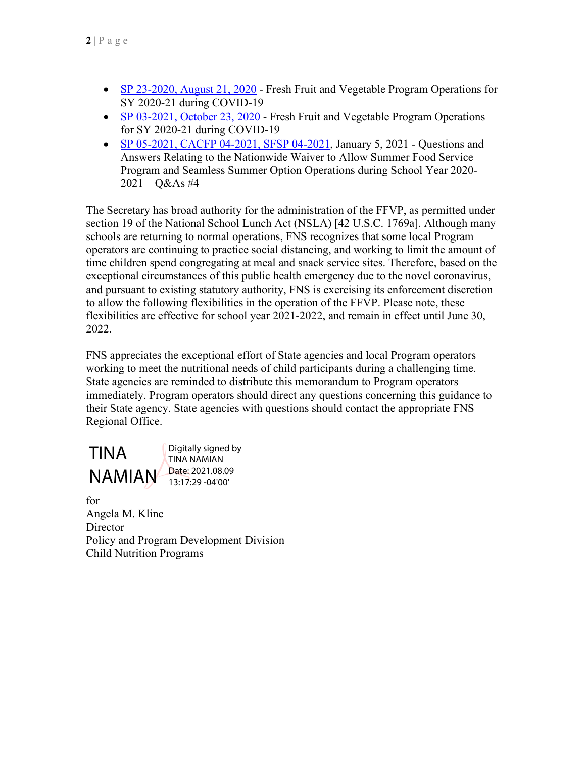- SP 23-2020, August 21, 2020 - Fresh Fruit and Vegetable Program Operations for SY 2020-21 during COVID-19
- SP 03-2021, October 23, 2020 - Fresh Fruit and Vegetable Program Operations for SY 2020-21 during COVID-19
- SP 05-2021, CACFP 04-2021, SFSP 04-2021, January 5, 2021 - Questions and Answers Relating to the Nationwide Waiver to Allow Summer Food Service Program and Seamless Summer Option Operations during School Year 2020-2021 – Q&As #4

The Secretary has broad authority for the administration of the FFVP, as permitted under section 19 of the National School Lunch Act (NSLA) [42 U.S.C. 1769a]. Although many schools are returning to normal operations, FNS recognizes that some local Program operators are continuing to practice social distancing, and working to limit the amount of time children spend congregating at meal and snack service sites. Therefore, based on the exceptional circumstances of this public health emergency due to the novel coronavirus, and pursuant to existing statutory authority, FNS is exercising its enforcement discretion to allow the following flexibilities in the operation of the FFVP. Please note, these flexibilities are effective for school year 2021-2022, and remain in effect until June 30, 2022.

FNS appreciates the exceptional effort of State agencies and local Program operators working to meet the nutritional needs of child participants during a challenging time. State agencies are reminded to distribute this memorandum to Program operators immediately. Program operators should direct any questions concerning this guidance to their State agency. State agencies with questions should contact the appropriate FNS Regional Office.

TINA NAMIAN
Digitally signed by TINA NAMIAN
Date: 2021.08.09 13:17:29 -04'00'

for
Angela M. Kline
Director
Policy and Program Development Division
Child Nutrition Programs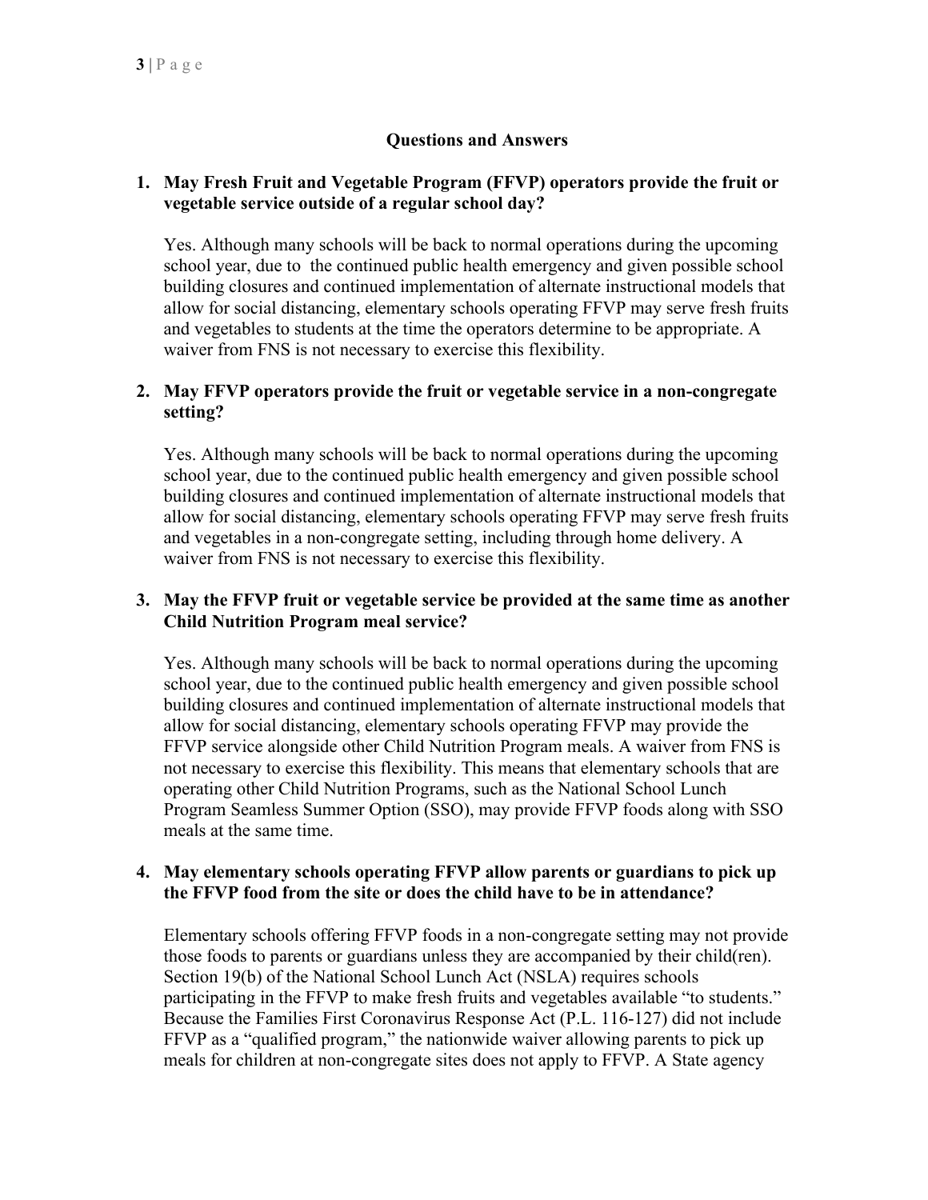## Questions and Answers

1. **May Fresh Fruit and Vegetable Program (FFVP) operators provide the fruit or vegetable service outside of a regular school day?**

   Yes. Although many schools will be back to normal operations during the upcoming school year, due to the continued public health emergency and given possible school building closures and continued implementation of alternate instructional models that allow for social distancing, elementary schools operating FFVP may serve fresh fruits and vegetables to students at the time the operators determine to be appropriate. A waiver from FNS is not necessary to exercise this flexibility.

2. **May FFVP operators provide the fruit or vegetable service in a non-congregate setting?**

   Yes. Although many schools will be back to normal operations during the upcoming school year, due to the continued public health emergency and given possible school building closures and continued implementation of alternate instructional models that allow for social distancing, elementary schools operating FFVP may serve fresh fruits and vegetables in a non-congregate setting, including through home delivery. A waiver from FNS is not necessary to exercise this flexibility.

3. **May the FFVP fruit or vegetable service be provided at the same time as another Child Nutrition Program meal service?**

   Yes. Although many schools will be back to normal operations during the upcoming school year, due to the continued public health emergency and given possible school building closures and continued implementation of alternate instructional models that allow for social distancing, elementary schools operating FFVP may provide the FFVP service alongside other Child Nutrition Program meals. A waiver from FNS is not necessary to exercise this flexibility. This means that elementary schools that are operating other Child Nutrition Programs, such as the National School Lunch Program Seamless Summer Option (SSO), may provide FFVP foods along with SSO meals at the same time.

4. **May elementary schools operating FFVP allow parents or guardians to pick up the FFVP food from the site or does the child have to be in attendance?**

   Elementary schools offering FFVP foods in a non-congregate setting may not provide those foods to parents or guardians unless they are accompanied by their child(ren). Section 19(b) of the National School Lunch Act (NSLA) requires schools participating in the FFVP to make fresh fruits and vegetables available "to students." Because the Families First Coronavirus Response Act (P.L. 116-127) did not include FFVP as a "qualified program," the nationwide waiver allowing parents to pick up meals for children at non-congregate sites does not apply to FFVP. A State agency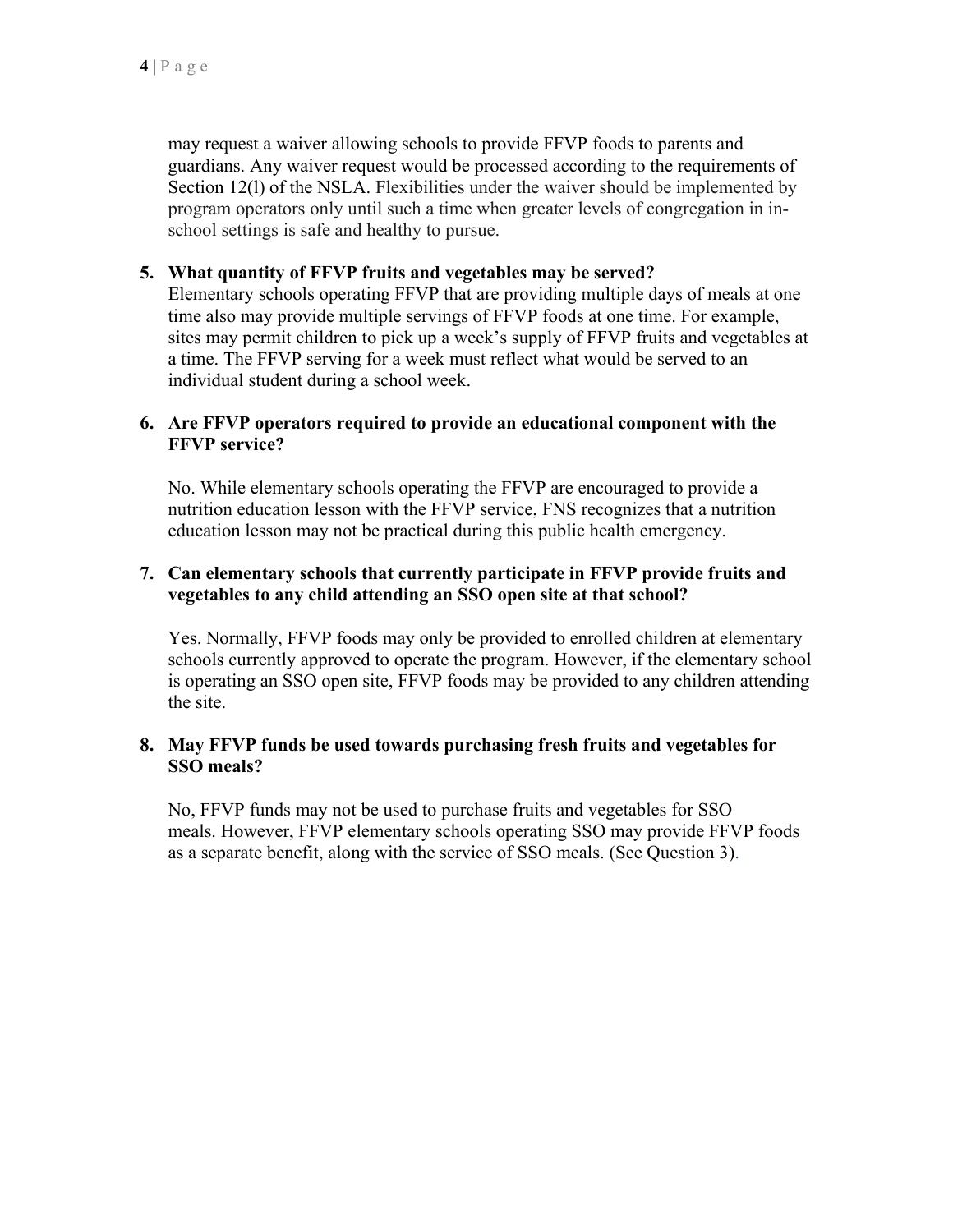may request a waiver allowing schools to provide FFVP foods to parents and guardians. Any waiver request would be processed according to the requirements of Section 12(l) of the NSLA. Flexibilities under the waiver should be implemented by program operators only until such a time when greater levels of congregation in in-school settings is safe and healthy to pursue.

5. **What quantity of FFVP fruits and vegetables may be served?**
   Elementary schools operating FFVP that are providing multiple days of meals at one time also may provide multiple servings of FFVP foods at one time. For example, sites may permit children to pick up a week's supply of FFVP fruits and vegetables at a time. The FFVP serving for a week must reflect what would be served to an individual student during a school week.

6. **Are FFVP operators required to provide an educational component with the FFVP service?**

   No. While elementary schools operating the FFVP are encouraged to provide a nutrition education lesson with the FFVP service, FNS recognizes that a nutrition education lesson may not be practical during this public health emergency.

7. **Can elementary schools that currently participate in FFVP provide fruits and vegetables to any child attending an SSO open site at that school?**

   Yes. Normally, FFVP foods may only be provided to enrolled children at elementary schools currently approved to operate the program. However, if the elementary school is operating an SSO open site, FFVP foods may be provided to any children attending the site.

8. **May FFVP funds be used towards purchasing fresh fruits and vegetables for SSO meals?**

   No, FFVP funds may not be used to purchase fruits and vegetables for SSO meals. However, FFVP elementary schools operating SSO may provide FFVP foods as a separate benefit, along with the service of SSO meals. (See Question 3).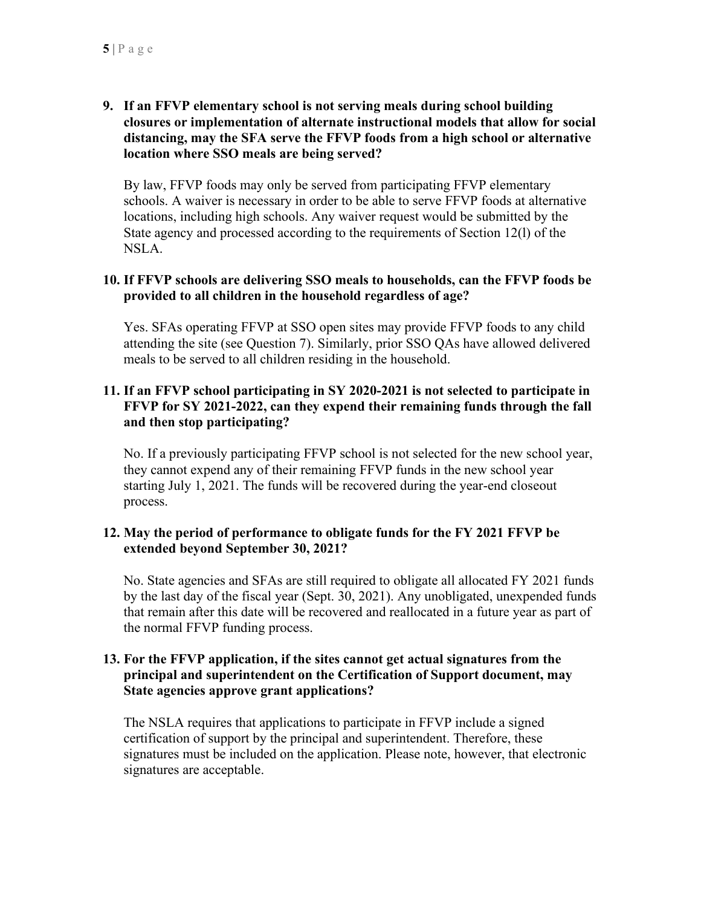**9. If an FFVP elementary school is not serving meals during school building closures or implementation of alternate instructional models that allow for social distancing, may the SFA serve the FFVP foods from a high school or alternative location where SSO meals are being served?**

By law, FFVP foods may only be served from participating FFVP elementary schools. A waiver is necessary in order to be able to serve FFVP foods at alternative locations, including high schools. Any waiver request would be submitted by the State agency and processed according to the requirements of Section 12(l) of the NSLA.

**10. If FFVP schools are delivering SSO meals to households, can the FFVP foods be provided to all children in the household regardless of age?**

Yes. SFAs operating FFVP at SSO open sites may provide FFVP foods to any child attending the site (see Question 7). Similarly, prior SSO QAs have allowed delivered meals to be served to all children residing in the household.

**11. If an FFVP school participating in SY 2020-2021 is not selected to participate in FFVP for SY 2021-2022, can they expend their remaining funds through the fall and then stop participating?**

No. If a previously participating FFVP school is not selected for the new school year, they cannot expend any of their remaining FFVP funds in the new school year starting July 1, 2021. The funds will be recovered during the year-end closeout process.

**12. May the period of performance to obligate funds for the FY 2021 FFVP be extended beyond September 30, 2021?**

No. State agencies and SFAs are still required to obligate all allocated FY 2021 funds by the last day of the fiscal year (Sept. 30, 2021). Any unobligated, unexpended funds that remain after this date will be recovered and reallocated in a future year as part of the normal FFVP funding process.

**13. For the FFVP application, if the sites cannot get actual signatures from the principal and superintendent on the Certification of Support document, may State agencies approve grant applications?**

The NSLA requires that applications to participate in FFVP include a signed certification of support by the principal and superintendent. Therefore, these signatures must be included on the application. Please note, however, that electronic signatures are acceptable.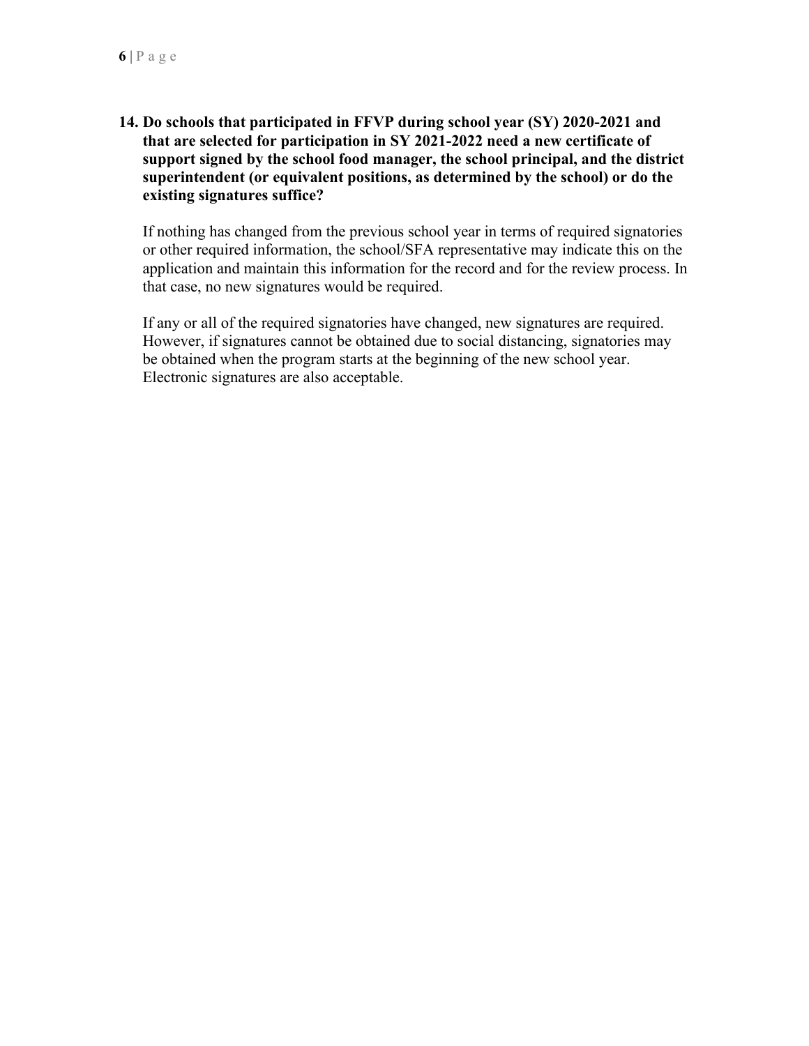**14. Do schools that participated in FFVP during school year (SY) 2020-2021 and that are selected for participation in SY 2021-2022 need a new certificate of support signed by the school food manager, the school principal, and the district superintendent (or equivalent positions, as determined by the school) or do the existing signatures suffice?**

If nothing has changed from the previous school year in terms of required signatories or other required information, the school/SFA representative may indicate this on the application and maintain this information for the record and for the review process. In that case, no new signatures would be required.

If any or all of the required signatories have changed, new signatures are required. However, if signatures cannot be obtained due to social distancing, signatories may be obtained when the program starts at the beginning of the new school year. Electronic signatures are also acceptable.